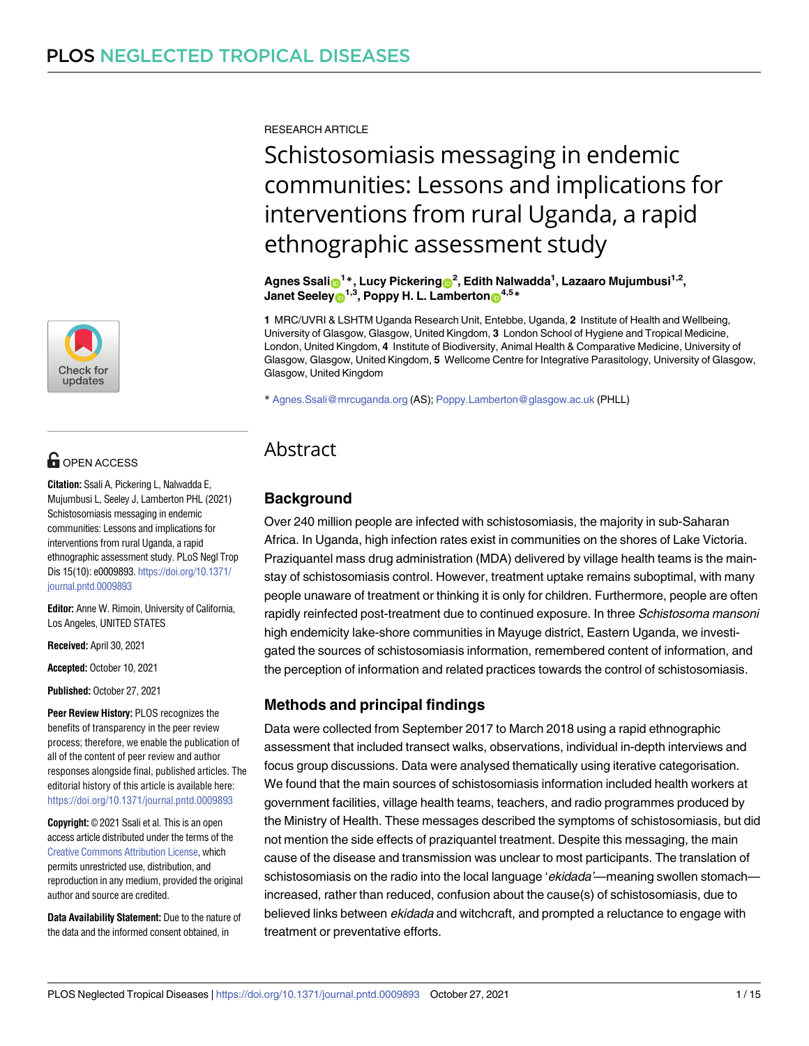RESEARCH ARTICLE

# Schistosomiasis messaging in endemic communities: Lessons and implications for interventions from rural Uganda, a rapid ethnographic assessment study

**Agnes Ssali[1]*, Lucy Pickering[2], Edith Nalwadda[1], Lazaaro Mujumbusi[1,2], Janet Seeley[1,3], Poppy H. L. Lamberton[4,5]***

**1** MRC/UVRI & LSHTM Uganda Research Unit, Entebbe, Uganda, **2** Institute of Health and Wellbeing, University of Glasgow, Glasgow, United Kingdom, **3** London School of Hygiene and Tropical Medicine, London, United Kingdom, **4** Institute of Biodiversity, Animal Health & Comparative Medicine, University of Glasgow, Glasgow, United Kingdom, **5** Wellcome Centre for Integrative Parasitology, University of Glasgow, Glasgow, United Kingdom

* Agnes.Ssali@mrcuganda.org (AS); Poppy.Lamberton@glasgow.ac.uk (PHLL)

OPEN ACCESS

**Citation:** Ssali A, Pickering L, Nalwadda E, Mujumbusi L, Seeley J, Lamberton PHL (2021) Schistosomiasis messaging in endemic communities: Lessons and implications for interventions from rural Uganda, a rapid ethnographic assessment study. PLoS Negl Trop Dis 15(10): e0009893. https://doi.org/10.1371/journal.pntd.0009893

**Editor:** Anne W. Rimoin, University of California, Los Angeles, UNITED STATES

**Received:** April 30, 2021

**Accepted:** October 10, 2021

**Published:** October 27, 2021

**Peer Review History:** PLOS recognizes the benefits of transparency in the peer review process; therefore, we enable the publication of all of the content of peer review and author responses alongside final, published articles. The editorial history of this article is available here: https://doi.org/10.1371/journal.pntd.0009893

**Copyright:** © 2021 Ssali et al. This is an open access article distributed under the terms of the Creative Commons Attribution License, which permits unrestricted use, distribution, and reproduction in any medium, provided the original author and source are credited.

**Data Availability Statement:** Due to the nature of the data and the informed consent obtained, in

## Abstract

### Background

Over 240 million people are infected with schistosomiasis, the majority in sub-Saharan Africa. In Uganda, high infection rates exist in communities on the shores of Lake Victoria. Praziquantel mass drug administration (MDA) delivered by village health teams is the mainstay of schistosomiasis control. However, treatment uptake remains suboptimal, with many people unaware of treatment or thinking it is only for children. Furthermore, people are often rapidly reinfected post-treatment due to continued exposure. In three *Schistosoma mansoni* high endemicity lake-shore communities in Mayuge district, Eastern Uganda, we investigated the sources of schistosomiasis information, remembered content of information, and the perception of information and related practices towards the control of schistosomiasis.

### Methods and principal findings

Data were collected from September 2017 to March 2018 using a rapid ethnographic assessment that included transect walks, observations, individual in-depth interviews and focus group discussions. Data were analysed thematically using iterative categorisation. We found that the main sources of schistosomiasis information included health workers at government facilities, village health teams, teachers, and radio programmes produced by the Ministry of Health. These messages described the symptoms of schistosomiasis, but did not mention the side effects of praziquantel treatment. Despite this messaging, the main cause of the disease and transmission was unclear to most participants. The translation of schistosomiasis on the radio into the local language '*ekidada*'—meaning swollen stomach—increased, rather than reduced, confusion about the cause(s) of schistosomiasis, due to believed links between *ekidada* and witchcraft, and prompted a reluctance to engage with treatment or preventative efforts.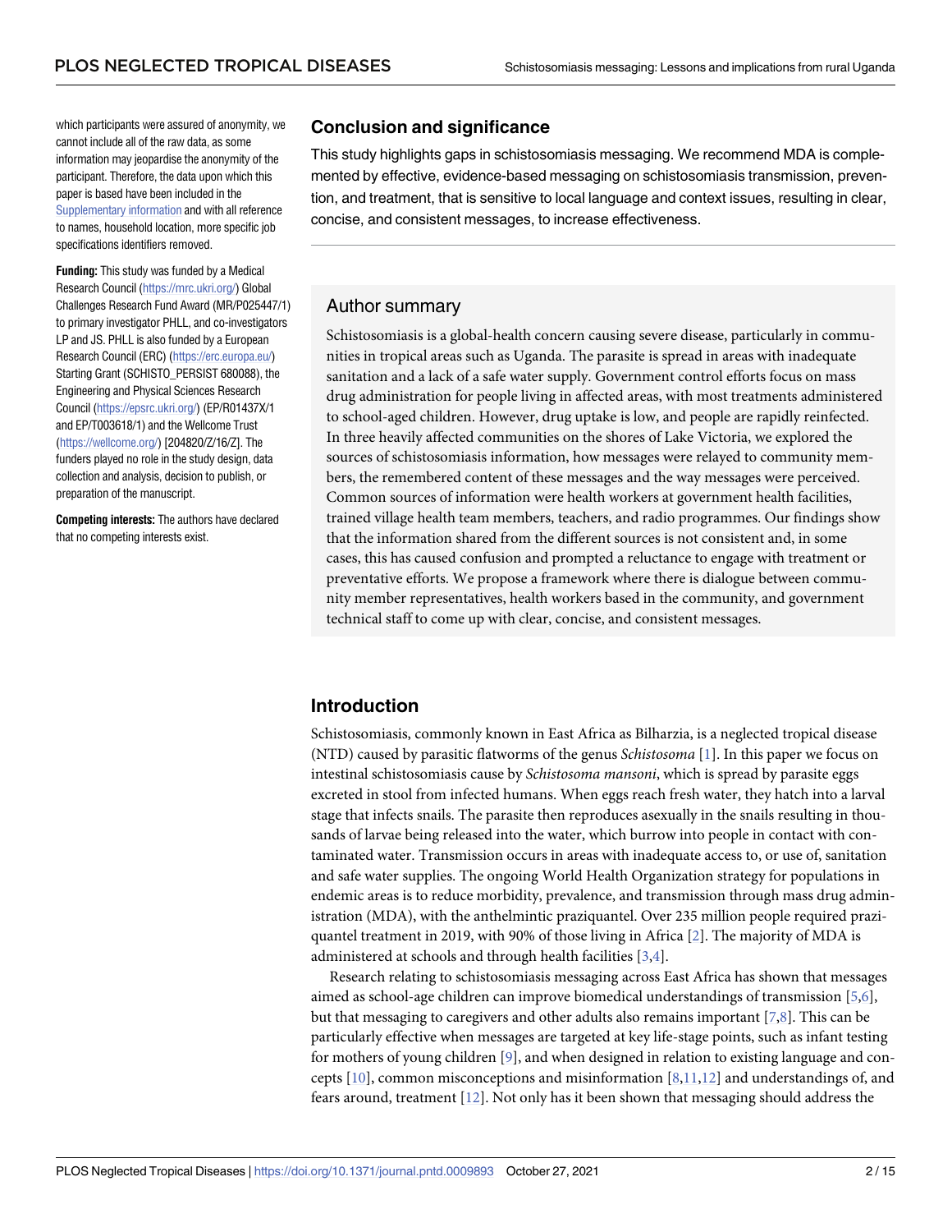which participants were assured of anonymity, we cannot include all of the raw data, as some information may jeopardise the anonymity of the participant. Therefore, the data upon which this paper is based have been included in the Supplementary information and with all reference to names, household location, more specific job specifications identifiers removed.

**Funding:** This study was funded by a Medical Research Council (https://mrc.ukri.org/) Global Challenges Research Fund Award (MR/P025447/1) to primary investigator PHLL, and co-investigators LP and JS. PHLL is also funded by a European Research Council (ERC) (https://erc.europa.eu/) Starting Grant (SCHISTO_PERSIST 680088), the Engineering and Physical Sciences Research Council (https://epsrc.ukri.org/) (EP/R01437X/1 and EP/T003618/1) and the Wellcome Trust (https://wellcome.org/) [204820/Z/16/Z]. The funders played no role in the study design, data collection and analysis, decision to publish, or preparation of the manuscript.

**Competing interests:** The authors have declared that no competing interests exist.

## Conclusion and significance

This study highlights gaps in schistosomiasis messaging. We recommend MDA is complemented by effective, evidence-based messaging on schistosomiasis transmission, prevention, and treatment, that is sensitive to local language and context issues, resulting in clear, concise, and consistent messages, to increase effectiveness.

## Author summary

Schistosomiasis is a global-health concern causing severe disease, particularly in communities in tropical areas such as Uganda. The parasite is spread in areas with inadequate sanitation and a lack of a safe water supply. Government control efforts focus on mass drug administration for people living in affected areas, with most treatments administered to school-aged children. However, drug uptake is low, and people are rapidly reinfected. In three heavily affected communities on the shores of Lake Victoria, we explored the sources of schistosomiasis information, how messages were relayed to community members, the remembered content of these messages and the way messages were perceived. Common sources of information were health workers at government health facilities, trained village health team members, teachers, and radio programmes. Our findings show that the information shared from the different sources is not consistent and, in some cases, this has caused confusion and prompted a reluctance to engage with treatment or preventative efforts. We propose a framework where there is dialogue between community member representatives, health workers based in the community, and government technical staff to come up with clear, concise, and consistent messages.

## Introduction

Schistosomiasis, commonly known in East Africa as Bilharzia, is a neglected tropical disease (NTD) caused by parasitic flatworms of the genus *Schistosoma* [1]. In this paper we focus on intestinal schistosomiasis cause by *Schistosoma mansoni*, which is spread by parasite eggs excreted in stool from infected humans. When eggs reach fresh water, they hatch into a larval stage that infects snails. The parasite then reproduces asexually in the snails resulting in thousands of larvae being released into the water, which burrow into people in contact with contaminated water. Transmission occurs in areas with inadequate access to, or use of, sanitation and safe water supplies. The ongoing World Health Organization strategy for populations in endemic areas is to reduce morbidity, prevalence, and transmission through mass drug administration (MDA), with the anthelmintic praziquantel. Over 235 million people required praziquantel treatment in 2019, with 90% of those living in Africa [2]. The majority of MDA is administered at schools and through health facilities [3,4].

Research relating to schistosomiasis messaging across East Africa has shown that messages aimed as school-age children can improve biomedical understandings of transmission [5,6], but that messaging to caregivers and other adults also remains important [7,8]. This can be particularly effective when messages are targeted at key life-stage points, such as infant testing for mothers of young children [9], and when designed in relation to existing language and concepts [10], common misconceptions and misinformation [8,11,12] and understandings of, and fears around, treatment [12]. Not only has it been shown that messaging should address the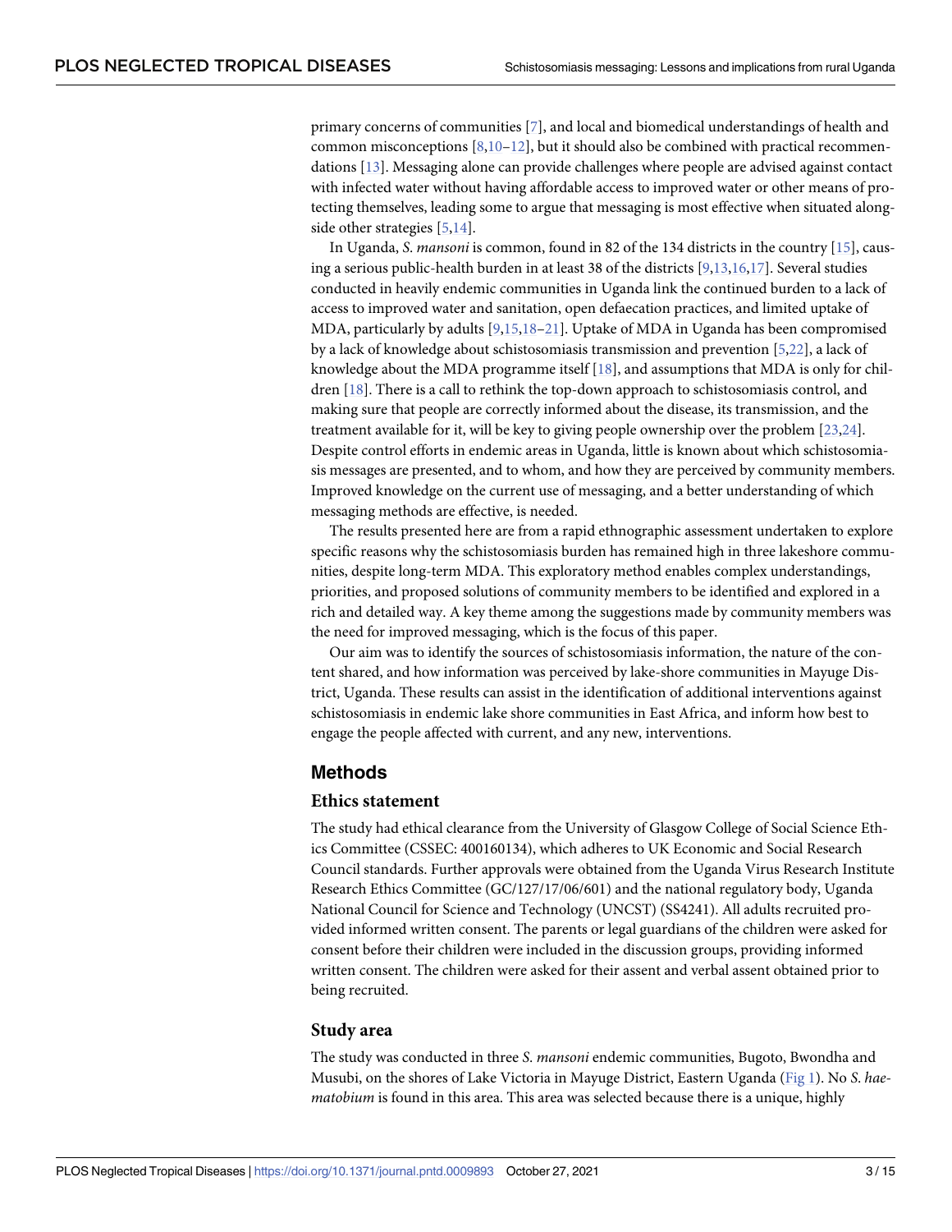primary concerns of communities [7], and local and biomedical understandings of health and common misconceptions [8,10–12], but it should also be combined with practical recommendations [13]. Messaging alone can provide challenges where people are advised against contact with infected water without having affordable access to improved water or other means of protecting themselves, leading some to argue that messaging is most effective when situated alongside other strategies [5,14].

In Uganda, *S. mansoni* is common, found in 82 of the 134 districts in the country [15], causing a serious public-health burden in at least 38 of the districts [9,13,16,17]. Several studies conducted in heavily endemic communities in Uganda link the continued burden to a lack of access to improved water and sanitation, open defaecation practices, and limited uptake of MDA, particularly by adults [9,15,18–21]. Uptake of MDA in Uganda has been compromised by a lack of knowledge about schistosomiasis transmission and prevention [5,22], a lack of knowledge about the MDA programme itself [18], and assumptions that MDA is only for children [18]. There is a call to rethink the top-down approach to schistosomiasis control, and making sure that people are correctly informed about the disease, its transmission, and the treatment available for it, will be key to giving people ownership over the problem [23,24]. Despite control efforts in endemic areas in Uganda, little is known about which schistosomiasis messages are presented, and to whom, and how they are perceived by community members. Improved knowledge on the current use of messaging, and a better understanding of which messaging methods are effective, is needed.

The results presented here are from a rapid ethnographic assessment undertaken to explore specific reasons why the schistosomiasis burden has remained high in three lakeshore communities, despite long-term MDA. This exploratory method enables complex understandings, priorities, and proposed solutions of community members to be identified and explored in a rich and detailed way. A key theme among the suggestions made by community members was the need for improved messaging, which is the focus of this paper.

Our aim was to identify the sources of schistosomiasis information, the nature of the content shared, and how information was perceived by lake-shore communities in Mayuge District, Uganda. These results can assist in the identification of additional interventions against schistosomiasis in endemic lake shore communities in East Africa, and inform how best to engage the people affected with current, and any new, interventions.

## Methods

### Ethics statement

The study had ethical clearance from the University of Glasgow College of Social Science Ethics Committee (CSSEC: 400160134), which adheres to UK Economic and Social Research Council standards. Further approvals were obtained from the Uganda Virus Research Institute Research Ethics Committee (GC/127/17/06/601) and the national regulatory body, Uganda National Council for Science and Technology (UNCST) (SS4241). All adults recruited provided informed written consent. The parents or legal guardians of the children were asked for consent before their children were included in the discussion groups, providing informed written consent. The children were asked for their assent and verbal assent obtained prior to being recruited.

### Study area

The study was conducted in three *S. mansoni* endemic communities, Bugoto, Bwondha and Musubi, on the shores of Lake Victoria in Mayuge District, Eastern Uganda (Fig 1). No *S. haematobium* is found in this area. This area was selected because there is a unique, highly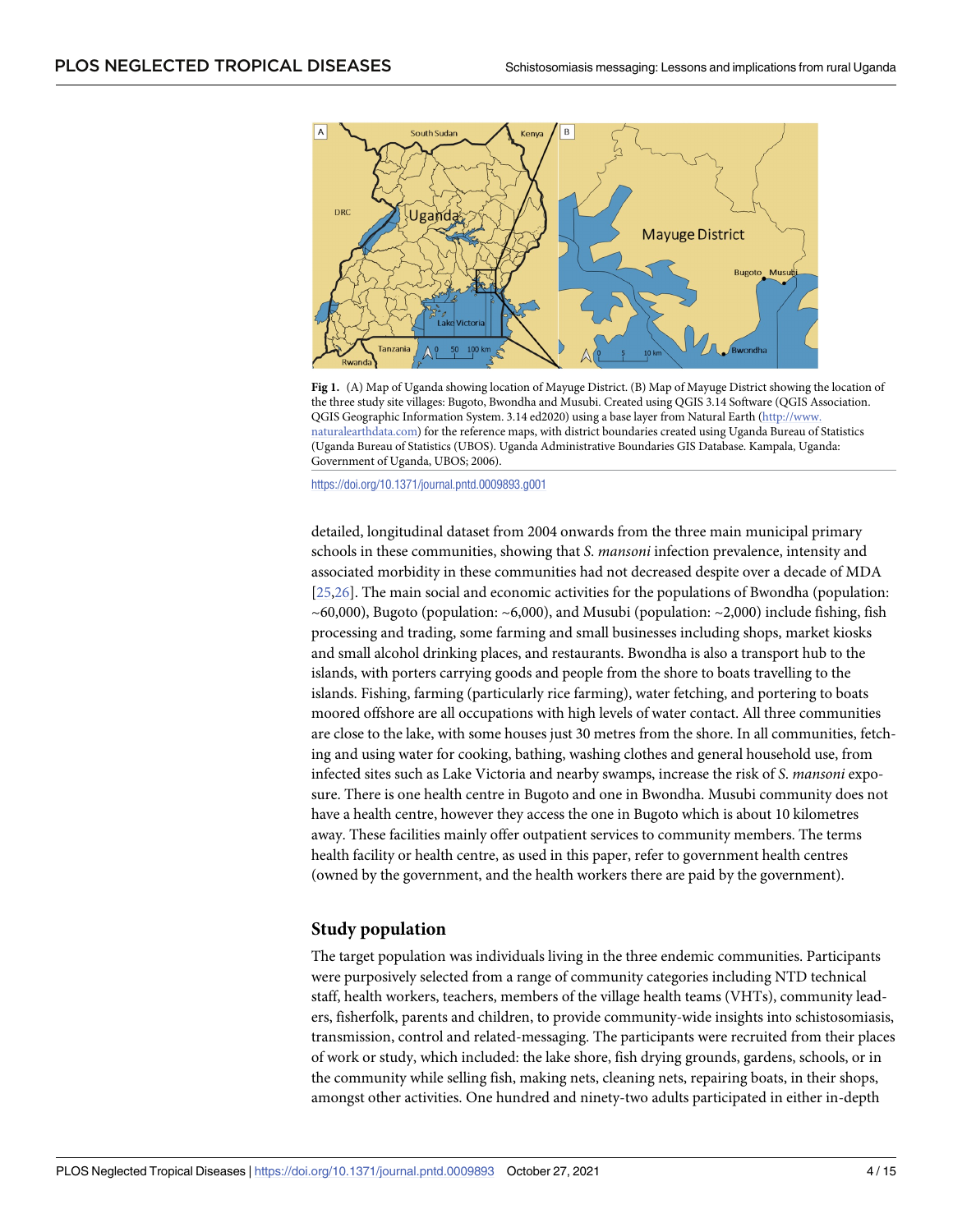**Fig 1.** (A) Map of Uganda showing location of Mayuge District. (B) Map of Mayuge District showing the location of the three study site villages: Bugoto, Bwondha and Musubi. Created using QGIS 3.14 Software (QGIS Association. QGIS Geographic Information System. 3.14 ed2020) using a base layer from Natural Earth (http://www.naturalearthdata.com) for the reference maps, with district boundaries created using Uganda Bureau of Statistics (Uganda Bureau of Statistics (UBOS). Uganda Administrative Boundaries GIS Database. Kampala, Uganda: Government of Uganda, UBOS; 2006).

https://doi.org/10.1371/journal.pntd.0009893.g001

detailed, longitudinal dataset from 2004 onwards from the three main municipal primary schools in these communities, showing that *S. mansoni* infection prevalence, intensity and associated morbidity in these communities had not decreased despite over a decade of MDA [25,26]. The main social and economic activities for the populations of Bwondha (population: ~60,000), Bugoto (population: ~6,000), and Musubi (population: ~2,000) include fishing, fish processing and trading, some farming and small businesses including shops, market kiosks and small alcohol drinking places, and restaurants. Bwondha is also a transport hub to the islands, with porters carrying goods and people from the shore to boats travelling to the islands. Fishing, farming (particularly rice farming), water fetching, and portering to boats moored offshore are all occupations with high levels of water contact. All three communities are close to the lake, with some houses just 30 metres from the shore. In all communities, fetching and using water for cooking, bathing, washing clothes and general household use, from infected sites such as Lake Victoria and nearby swamps, increase the risk of *S. mansoni* exposure. There is one health centre in Bugoto and one in Bwondha. Musubi community does not have a health centre, however they access the one in Bugoto which is about 10 kilometres away. These facilities mainly offer outpatient services to community members. The terms health facility or health centre, as used in this paper, refer to government health centres (owned by the government, and the health workers there are paid by the government).

## Study population

The target population was individuals living in the three endemic communities. Participants were purposively selected from a range of community categories including NTD technical staff, health workers, teachers, members of the village health teams (VHTs), community leaders, fisherfolk, parents and children, to provide community-wide insights into schistosomiasis, transmission, control and related-messaging. The participants were recruited from their places of work or study, which included: the lake shore, fish drying grounds, gardens, schools, or in the community while selling fish, making nets, cleaning nets, repairing boats, in their shops, amongst other activities. One hundred and ninety-two adults participated in either in-depth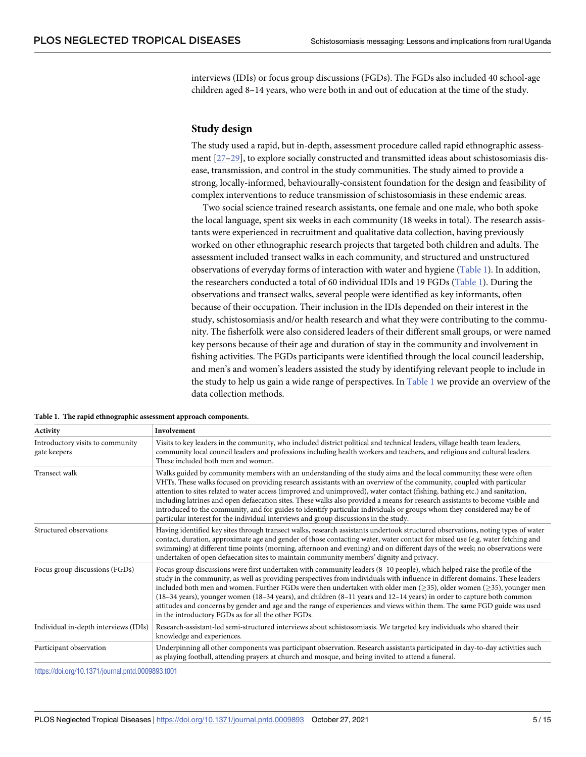interviews (IDIs) or focus group discussions (FGDs). The FGDs also included 40 school-age children aged 8–14 years, who were both in and out of education at the time of the study.

## Study design

The study used a rapid, but in-depth, assessment procedure called rapid ethnographic assessment [27–29], to explore socially constructed and transmitted ideas about schistosomiasis disease, transmission, and control in the study communities. The study aimed to provide a strong, locally-informed, behaviourally-consistent foundation for the design and feasibility of complex interventions to reduce transmission of schistosomiasis in these endemic areas.

Two social science trained research assistants, one female and one male, who both spoke the local language, spent six weeks in each community (18 weeks in total). The research assistants were experienced in recruitment and qualitative data collection, having previously worked on other ethnographic research projects that targeted both children and adults. The assessment included transect walks in each community, and structured and unstructured observations of everyday forms of interaction with water and hygiene (Table 1). In addition, the researchers conducted a total of 60 individual IDIs and 19 FGDs (Table 1). During the observations and transect walks, several people were identified as key informants, often because of their occupation. Their inclusion in the IDIs depended on their interest in the study, schistosomiasis and/or health research and what they were contributing to the community. The fisherfolk were also considered leaders of their different small groups, or were named key persons because of their age and duration of stay in the community and involvement in fishing activities. The FGDs participants were identified through the local council leadership, and men's and women's leaders assisted the study by identifying relevant people to include in the study to help us gain a wide range of perspectives. In Table 1 we provide an overview of the data collection methods.

**Table 1. The rapid ethnographic assessment approach components.**

| Activity | Involvement |
|---|---|
| Introductory visits to community gate keepers | Visits to key leaders in the community, who included district political and technical leaders, village health team leaders, community local council leaders and professions including health workers and teachers, and religious and cultural leaders. These included both men and women. |
| Transect walk | Walks guided by community members with an understanding of the study aims and the local community; these were often VHTs. These walks focused on providing research assistants with an overview of the community, coupled with particular attention to sites related to water access (improved and unimproved), water contact (fishing, bathing etc.) and sanitation, including latrines and open defaecation sites. These walks also provided a means for research assistants to become visible and introduced to the community, and for guides to identify particular individuals or groups whom they considered may be of particular interest for the individual interviews and group discussions in the study. |
| Structured observations | Having identified key sites through transect walks, research assistants undertook structured observations, noting types of water contact, duration, approximate age and gender of those contacting water, water contact for mixed use (e.g. water fetching and swimming) at different time points (morning, afternoon and evening) and on different days of the week; no observations were undertaken of open defaecation sites to maintain community members' dignity and privacy. |
| Focus group discussions (FGDs) | Focus group discussions were first undertaken with community leaders (8–10 people), which helped raise the profile of the study in the community, as well as providing perspectives from individuals with influence in different domains. These leaders included both men and women. Further FGDs were then undertaken with older men (≥35), older women (≥35), younger men (18–34 years), younger women (18–34 years), and children (8–11 years and 12–14 years) in order to capture both common attitudes and concerns by gender and age and the range of experiences and views within them. The same FGD guide was used in the introductory FGDs as for all the other FGDs. |
| Individual in-depth interviews (IDIs) | Research-assistant-led semi-structured interviews about schistosomiasis. We targeted key individuals who shared their knowledge and experiences. |
| Participant observation | Underpinning all other components was participant observation. Research assistants participated in day-to-day activities such as playing football, attending prayers at church and mosque, and being invited to attend a funeral. |

https://doi.org/10.1371/journal.pntd.0009893.t001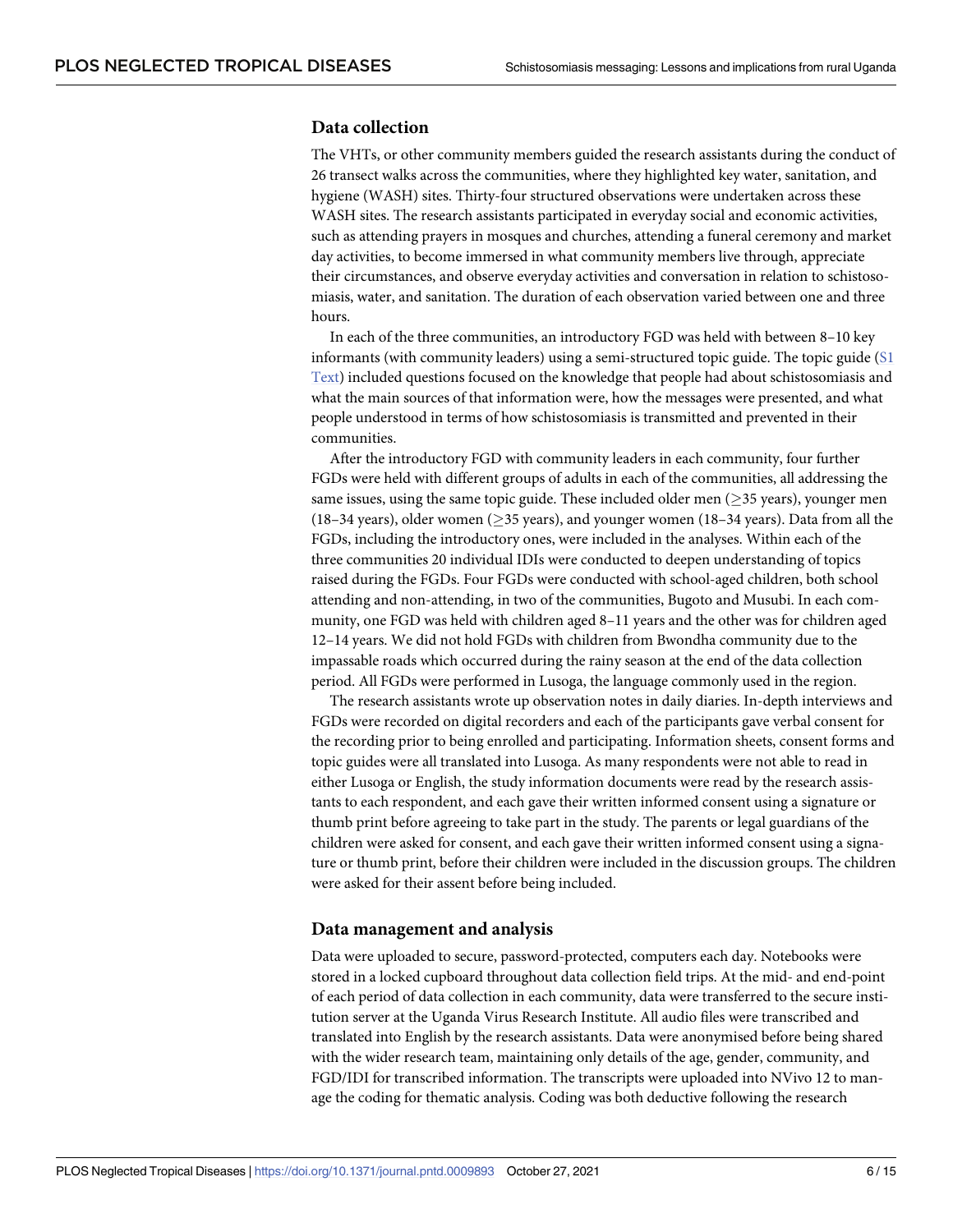## Data collection

The VHTs, or other community members guided the research assistants during the conduct of 26 transect walks across the communities, where they highlighted key water, sanitation, and hygiene (WASH) sites. Thirty-four structured observations were undertaken across these WASH sites. The research assistants participated in everyday social and economic activities, such as attending prayers in mosques and churches, attending a funeral ceremony and market day activities, to become immersed in what community members live through, appreciate their circumstances, and observe everyday activities and conversation in relation to schistosomiasis, water, and sanitation. The duration of each observation varied between one and three hours.

In each of the three communities, an introductory FGD was held with between 8–10 key informants (with community leaders) using a semi-structured topic guide. The topic guide (S1 Text) included questions focused on the knowledge that people had about schistosomiasis and what the main sources of that information were, how the messages were presented, and what people understood in terms of how schistosomiasis is transmitted and prevented in their communities.

After the introductory FGD with community leaders in each community, four further FGDs were held with different groups of adults in each of the communities, all addressing the same issues, using the same topic guide. These included older men (≥35 years), younger men (18–34 years), older women (≥35 years), and younger women (18–34 years). Data from all the FGDs, including the introductory ones, were included in the analyses. Within each of the three communities 20 individual IDIs were conducted to deepen understanding of topics raised during the FGDs. Four FGDs were conducted with school-aged children, both school attending and non-attending, in two of the communities, Bugoto and Musubi. In each community, one FGD was held with children aged 8–11 years and the other was for children aged 12–14 years. We did not hold FGDs with children from Bwondha community due to the impassable roads which occurred during the rainy season at the end of the data collection period. All FGDs were performed in Lusoga, the language commonly used in the region.

The research assistants wrote up observation notes in daily diaries. In-depth interviews and FGDs were recorded on digital recorders and each of the participants gave verbal consent for the recording prior to being enrolled and participating. Information sheets, consent forms and topic guides were all translated into Lusoga. As many respondents were not able to read in either Lusoga or English, the study information documents were read by the research assistants to each respondent, and each gave their written informed consent using a signature or thumb print before agreeing to take part in the study. The parents or legal guardians of the children were asked for consent, and each gave their written informed consent using a signature or thumb print, before their children were included in the discussion groups. The children were asked for their assent before being included.

## Data management and analysis

Data were uploaded to secure, password-protected, computers each day. Notebooks were stored in a locked cupboard throughout data collection field trips. At the mid- and end-point of each period of data collection in each community, data were transferred to the secure institution server at the Uganda Virus Research Institute. All audio files were transcribed and translated into English by the research assistants. Data were anonymised before being shared with the wider research team, maintaining only details of the age, gender, community, and FGD/IDI for transcribed information. The transcripts were uploaded into NVivo 12 to manage the coding for thematic analysis. Coding was both deductive following the research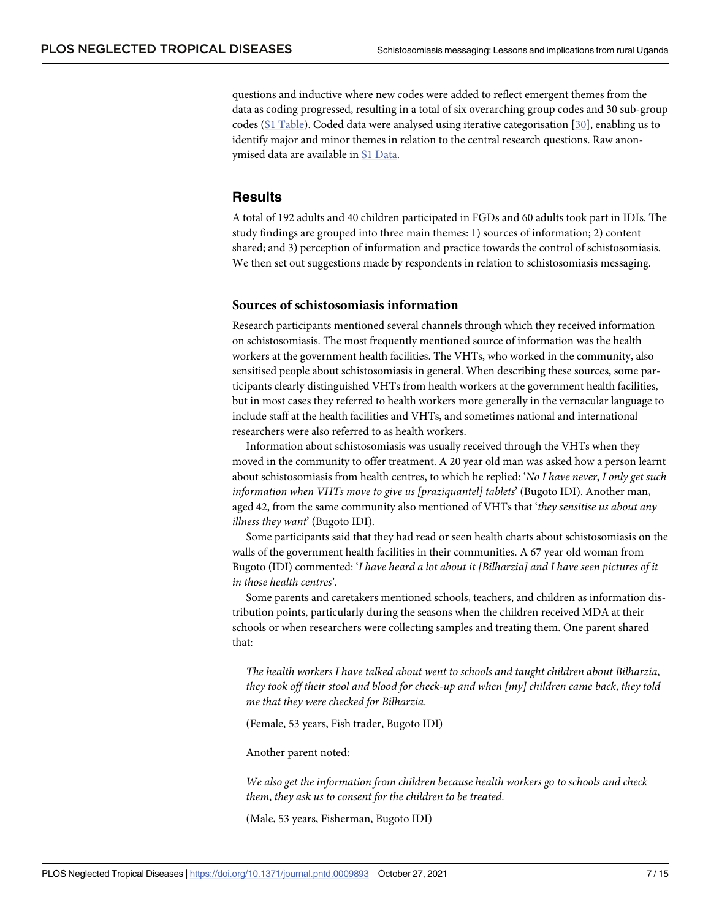questions and inductive where new codes were added to reflect emergent themes from the data as coding progressed, resulting in a total of six overarching group codes and 30 sub-group codes (S1 Table). Coded data were analysed using iterative categorisation [30], enabling us to identify major and minor themes in relation to the central research questions. Raw anonymised data are available in S1 Data.

## Results

A total of 192 adults and 40 children participated in FGDs and 60 adults took part in IDIs. The study findings are grouped into three main themes: 1) sources of information; 2) content shared; and 3) perception of information and practice towards the control of schistosomiasis. We then set out suggestions made by respondents in relation to schistosomiasis messaging.

### Sources of schistosomiasis information

Research participants mentioned several channels through which they received information on schistosomiasis. The most frequently mentioned source of information was the health workers at the government health facilities. The VHTs, who worked in the community, also sensitised people about schistosomiasis in general. When describing these sources, some participants clearly distinguished VHTs from health workers at the government health facilities, but in most cases they referred to health workers more generally in the vernacular language to include staff at the health facilities and VHTs, and sometimes national and international researchers were also referred to as health workers.

Information about schistosomiasis was usually received through the VHTs when they moved in the community to offer treatment. A 20 year old man was asked how a person learnt about schistosomiasis from health centres, to which he replied: '*No I have never*, *I only get such information when VHTs move to give us [praziquantel] tablets*' (Bugoto IDI). Another man, aged 42, from the same community also mentioned of VHTs that '*they sensitise us about any illness they want*' (Bugoto IDI).

Some participants said that they had read or seen health charts about schistosomiasis on the walls of the government health facilities in their communities. A 67 year old woman from Bugoto (IDI) commented: '*I have heard a lot about it [Bilharzia] and I have seen pictures of it in those health centres*'.

Some parents and caretakers mentioned schools, teachers, and children as information distribution points, particularly during the seasons when the children received MDA at their schools or when researchers were collecting samples and treating them. One parent shared that:

> *The health workers I have talked about went to schools and taught children about Bilharzia*, *they took off their stool and blood for check-up and when [my] children came back*, *they told me that they were checked for Bilharzia*.
>
> (Female, 53 years, Fish trader, Bugoto IDI)

Another parent noted:

> *We also get the information from children because health workers go to schools and check them*, *they ask us to consent for the children to be treated*.
>
> (Male, 53 years, Fisherman, Bugoto IDI)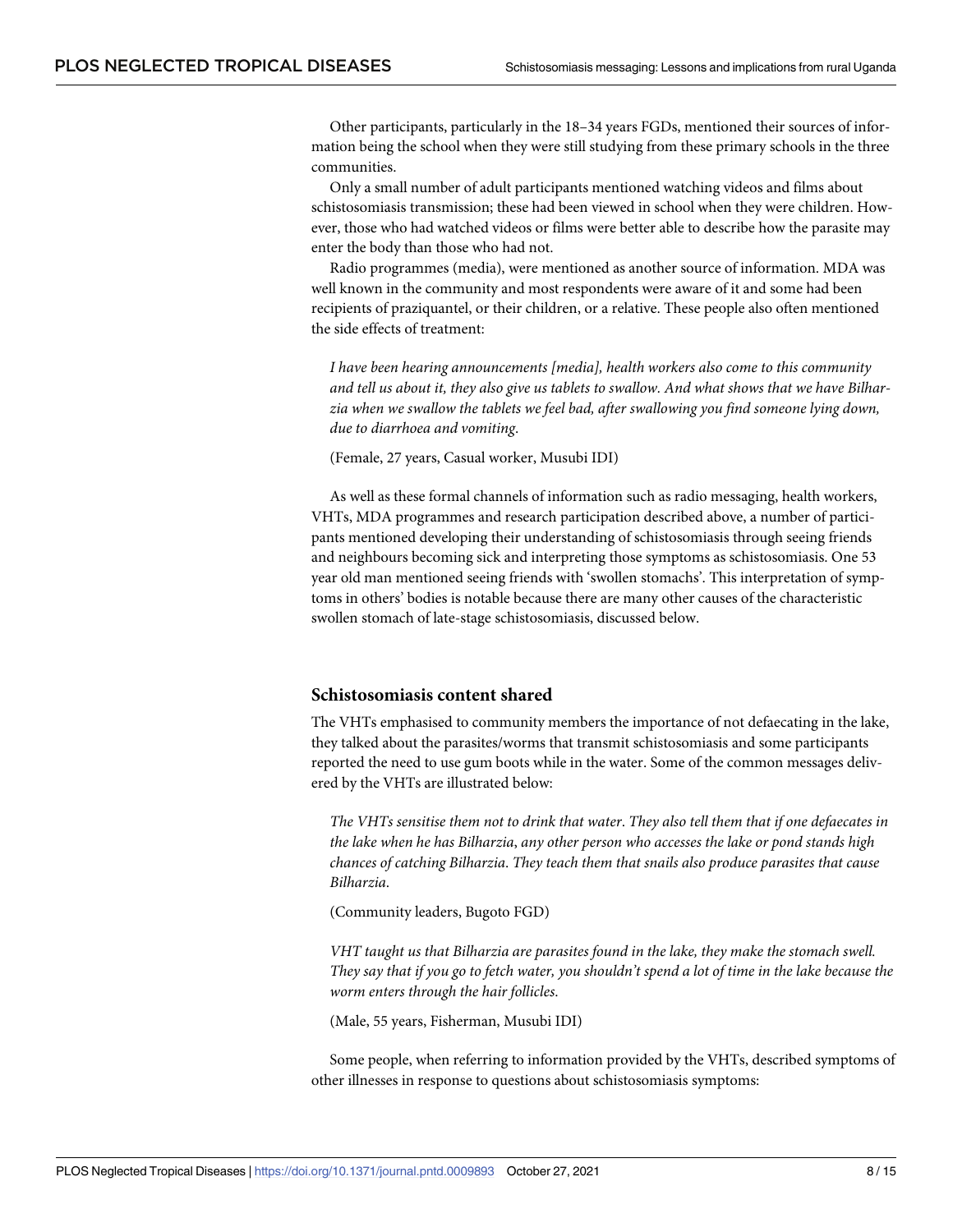Other participants, particularly in the 18–34 years FGDs, mentioned their sources of information being the school when they were still studying from these primary schools in the three communities.

Only a small number of adult participants mentioned watching videos and films about schistosomiasis transmission; these had been viewed in school when they were children. However, those who had watched videos or films were better able to describe how the parasite may enter the body than those who had not.

Radio programmes (media), were mentioned as another source of information. MDA was well known in the community and most respondents were aware of it and some had been recipients of praziquantel, or their children, or a relative. These people also often mentioned the side effects of treatment:

> *I have been hearing announcements [media], health workers also come to this community and tell us about it, they also give us tablets to swallow. And what shows that we have Bilharzia when we swallow the tablets we feel bad, after swallowing you find someone lying down, due to diarrhoea and vomiting.*
>
> (Female, 27 years, Casual worker, Musubi IDI)

As well as these formal channels of information such as radio messaging, health workers, VHTs, MDA programmes and research participation described above, a number of participants mentioned developing their understanding of schistosomiasis through seeing friends and neighbours becoming sick and interpreting those symptoms as schistosomiasis. One 53 year old man mentioned seeing friends with 'swollen stomachs'. This interpretation of symptoms in others' bodies is notable because there are many other causes of the characteristic swollen stomach of late-stage schistosomiasis, discussed below.

### Schistosomiasis content shared

The VHTs emphasised to community members the importance of not defaecating in the lake, they talked about the parasites/worms that transmit schistosomiasis and some participants reported the need to use gum boots while in the water. Some of the common messages delivered by the VHTs are illustrated below:

> *The VHTs sensitise them not to drink that water. They also tell them that if one defaecates in the lake when he has Bilharzia, any other person who accesses the lake or pond stands high chances of catching Bilharzia. They teach them that snails also produce parasites that cause Bilharzia.*
>
> (Community leaders, Bugoto FGD)

> *VHT taught us that Bilharzia are parasites found in the lake, they make the stomach swell. They say that if you go to fetch water, you shouldn't spend a lot of time in the lake because the worm enters through the hair follicles.*
>
> (Male, 55 years, Fisherman, Musubi IDI)

Some people, when referring to information provided by the VHTs, described symptoms of other illnesses in response to questions about schistosomiasis symptoms: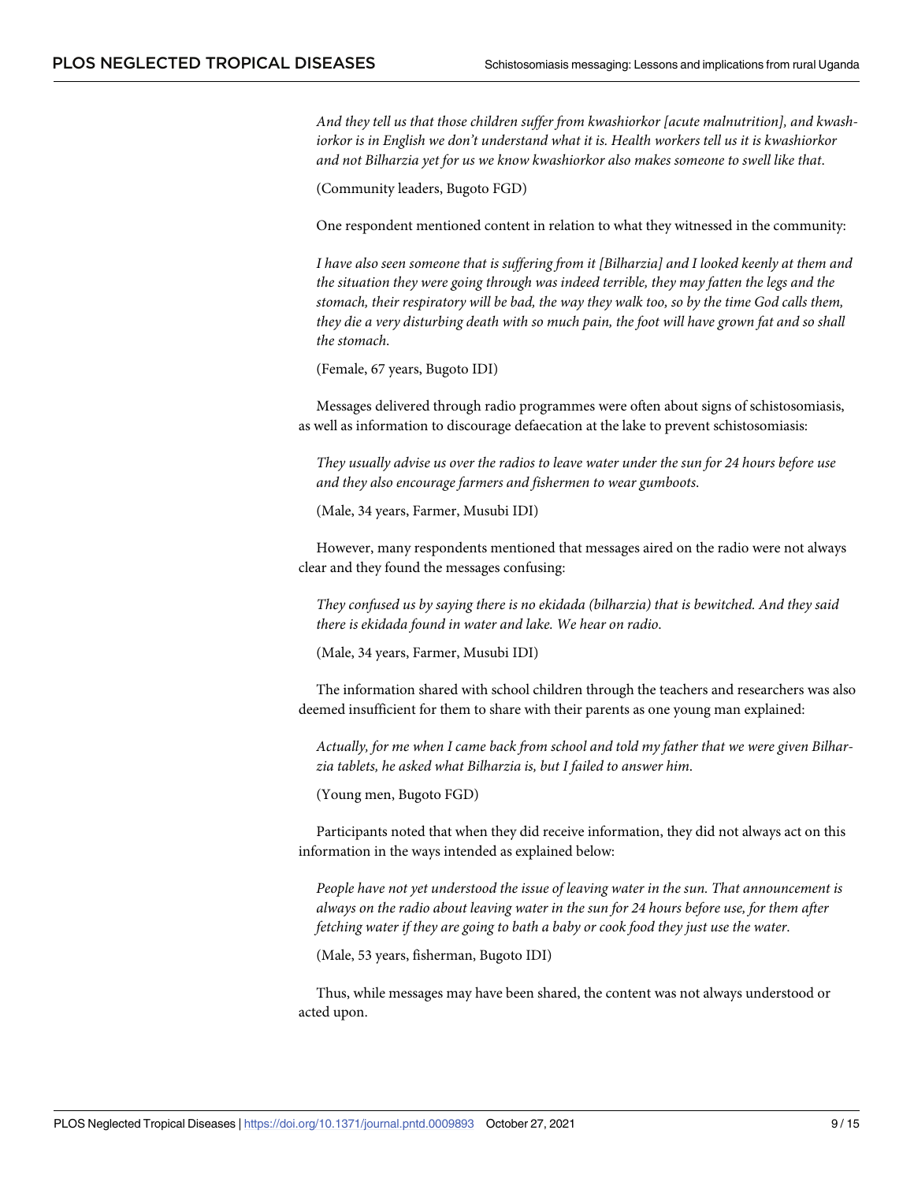*And they tell us that those children suffer from kwashiorkor [acute malnutrition], and kwashiorkor is in English we don't understand what it is. Health workers tell us it is kwashiorkor and not Bilharzia yet for us we know kwashiorkor also makes someone to swell like that.*

(Community leaders, Bugoto FGD)

One respondent mentioned content in relation to what they witnessed in the community:

*I have also seen someone that is suffering from it [Bilharzia] and I looked keenly at them and the situation they were going through was indeed terrible, they may fatten the legs and the stomach, their respiratory will be bad, the way they walk too, so by the time God calls them, they die a very disturbing death with so much pain, the foot will have grown fat and so shall the stomach.*

(Female, 67 years, Bugoto IDI)

Messages delivered through radio programmes were often about signs of schistosomiasis, as well as information to discourage defaecation at the lake to prevent schistosomiasis:

*They usually advise us over the radios to leave water under the sun for 24 hours before use and they also encourage farmers and fishermen to wear gumboots.*

(Male, 34 years, Farmer, Musubi IDI)

However, many respondents mentioned that messages aired on the radio were not always clear and they found the messages confusing:

*They confused us by saying there is no ekidada (bilharzia) that is bewitched. And they said there is ekidada found in water and lake. We hear on radio.*

(Male, 34 years, Farmer, Musubi IDI)

The information shared with school children through the teachers and researchers was also deemed insufficient for them to share with their parents as one young man explained:

*Actually, for me when I came back from school and told my father that we were given Bilharzia tablets, he asked what Bilharzia is, but I failed to answer him.*

(Young men, Bugoto FGD)

Participants noted that when they did receive information, they did not always act on this information in the ways intended as explained below:

*People have not yet understood the issue of leaving water in the sun. That announcement is always on the radio about leaving water in the sun for 24 hours before use, for them after fetching water if they are going to bath a baby or cook food they just use the water.*

(Male, 53 years, fisherman, Bugoto IDI)

Thus, while messages may have been shared, the content was not always understood or acted upon.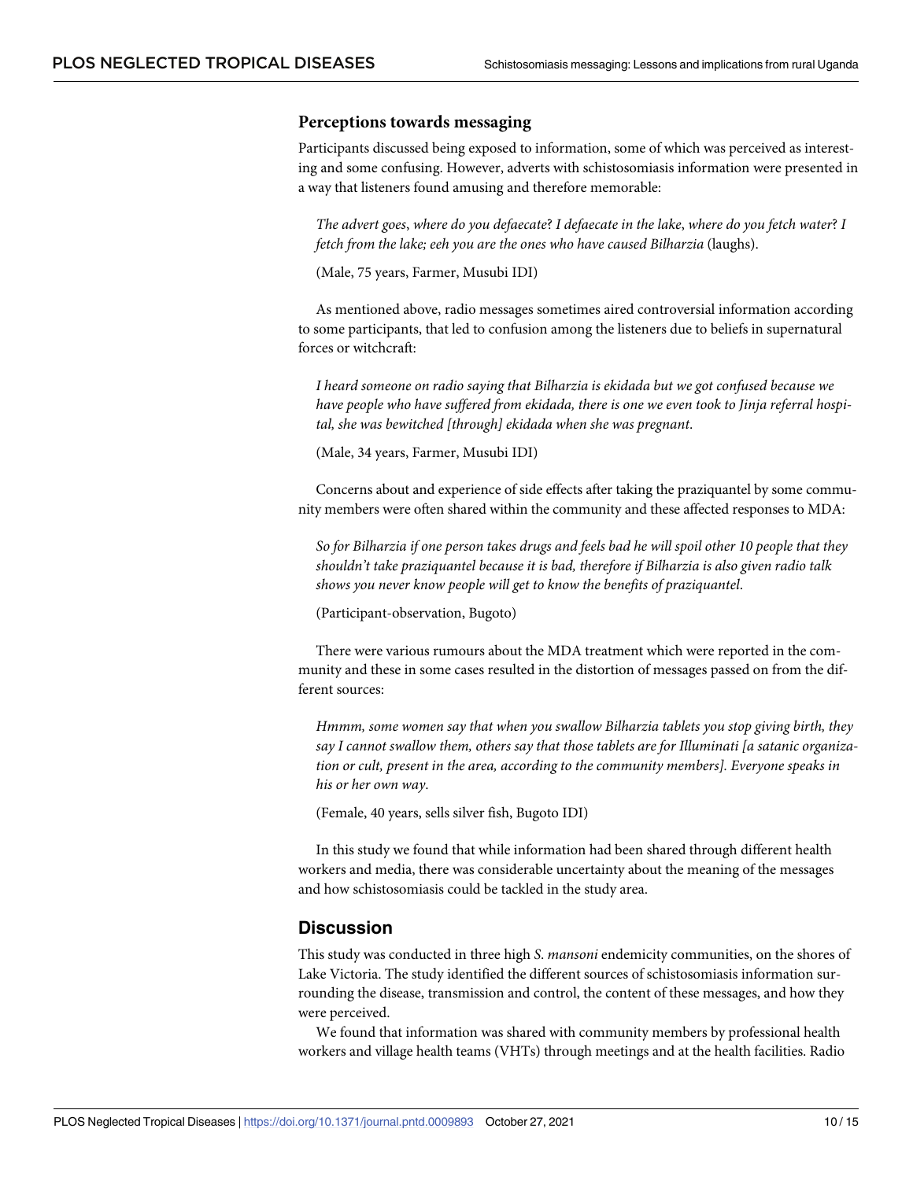### Perceptions towards messaging

Participants discussed being exposed to information, some of which was perceived as interesting and some confusing. However, adverts with schistosomiasis information were presented in a way that listeners found amusing and therefore memorable:

> *The advert goes, where do you defaecate? I defaecate in the lake, where do you fetch water? I fetch from the lake; eeh you are the ones who have caused Bilharzia* (laughs).
>
> (Male, 75 years, Farmer, Musubi IDI)

As mentioned above, radio messages sometimes aired controversial information according to some participants, that led to confusion among the listeners due to beliefs in supernatural forces or witchcraft:

> *I heard someone on radio saying that Bilharzia is ekidada but we got confused because we have people who have suffered from ekidada, there is one we even took to Jinja referral hospital, she was bewitched [through] ekidada when she was pregnant.*
>
> (Male, 34 years, Farmer, Musubi IDI)

Concerns about and experience of side effects after taking the praziquantel by some community members were often shared within the community and these affected responses to MDA:

> *So for Bilharzia if one person takes drugs and feels bad he will spoil other 10 people that they shouldn't take praziquantel because it is bad, therefore if Bilharzia is also given radio talk shows you never know people will get to know the benefits of praziquantel.*
>
> (Participant-observation, Bugoto)

There were various rumours about the MDA treatment which were reported in the community and these in some cases resulted in the distortion of messages passed on from the different sources:

> *Hmmm, some women say that when you swallow Bilharzia tablets you stop giving birth, they say I cannot swallow them, others say that those tablets are for Illuminati [a satanic organization or cult, present in the area, according to the community members]. Everyone speaks in his or her own way.*
>
> (Female, 40 years, sells silver fish, Bugoto IDI)

In this study we found that while information had been shared through different health workers and media, there was considerable uncertainty about the meaning of the messages and how schistosomiasis could be tackled in the study area.

## Discussion

This study was conducted in three high *S. mansoni* endemicity communities, on the shores of Lake Victoria. The study identified the different sources of schistosomiasis information surrounding the disease, transmission and control, the content of these messages, and how they were perceived.

We found that information was shared with community members by professional health workers and village health teams (VHTs) through meetings and at the health facilities. Radio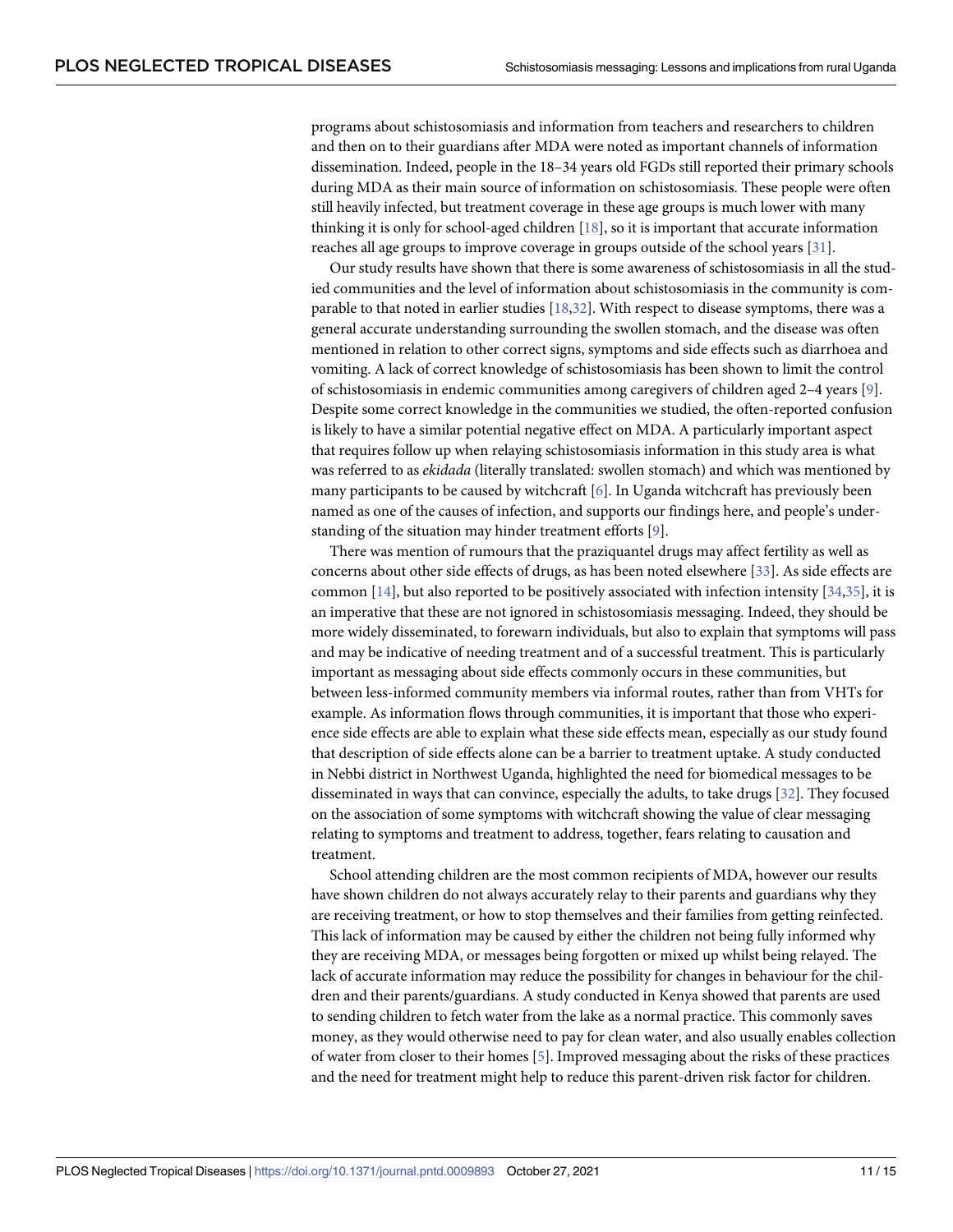programs about schistosomiasis and information from teachers and researchers to children and then on to their guardians after MDA were noted as important channels of information dissemination. Indeed, people in the 18–34 years old FGDs still reported their primary schools during MDA as their main source of information on schistosomiasis. These people were often still heavily infected, but treatment coverage in these age groups is much lower with many thinking it is only for school-aged children [18], so it is important that accurate information reaches all age groups to improve coverage in groups outside of the school years [31].

Our study results have shown that there is some awareness of schistosomiasis in all the studied communities and the level of information about schistosomiasis in the community is comparable to that noted in earlier studies [18,32]. With respect to disease symptoms, there was a general accurate understanding surrounding the swollen stomach, and the disease was often mentioned in relation to other correct signs, symptoms and side effects such as diarrhoea and vomiting. A lack of correct knowledge of schistosomiasis has been shown to limit the control of schistosomiasis in endemic communities among caregivers of children aged 2–4 years [9]. Despite some correct knowledge in the communities we studied, the often-reported confusion is likely to have a similar potential negative effect on MDA. A particularly important aspect that requires follow up when relaying schistosomiasis information in this study area is what was referred to as *ekidada* (literally translated: swollen stomach) and which was mentioned by many participants to be caused by witchcraft [6]. In Uganda witchcraft has previously been named as one of the causes of infection, and supports our findings here, and people's understanding of the situation may hinder treatment efforts [9].

There was mention of rumours that the praziquantel drugs may affect fertility as well as concerns about other side effects of drugs, as has been noted elsewhere [33]. As side effects are common [14], but also reported to be positively associated with infection intensity [34,35], it is an imperative that these are not ignored in schistosomiasis messaging. Indeed, they should be more widely disseminated, to forewarn individuals, but also to explain that symptoms will pass and may be indicative of needing treatment and of a successful treatment. This is particularly important as messaging about side effects commonly occurs in these communities, but between less-informed community members via informal routes, rather than from VHTs for example. As information flows through communities, it is important that those who experience side effects are able to explain what these side effects mean, especially as our study found that description of side effects alone can be a barrier to treatment uptake. A study conducted in Nebbi district in Northwest Uganda, highlighted the need for biomedical messages to be disseminated in ways that can convince, especially the adults, to take drugs [32]. They focused on the association of some symptoms with witchcraft showing the value of clear messaging relating to symptoms and treatment to address, together, fears relating to causation and treatment.

School attending children are the most common recipients of MDA, however our results have shown children do not always accurately relay to their parents and guardians why they are receiving treatment, or how to stop themselves and their families from getting reinfected. This lack of information may be caused by either the children not being fully informed why they are receiving MDA, or messages being forgotten or mixed up whilst being relayed. The lack of accurate information may reduce the possibility for changes in behaviour for the children and their parents/guardians. A study conducted in Kenya showed that parents are used to sending children to fetch water from the lake as a normal practice. This commonly saves money, as they would otherwise need to pay for clean water, and also usually enables collection of water from closer to their homes [5]. Improved messaging about the risks of these practices and the need for treatment might help to reduce this parent-driven risk factor for children.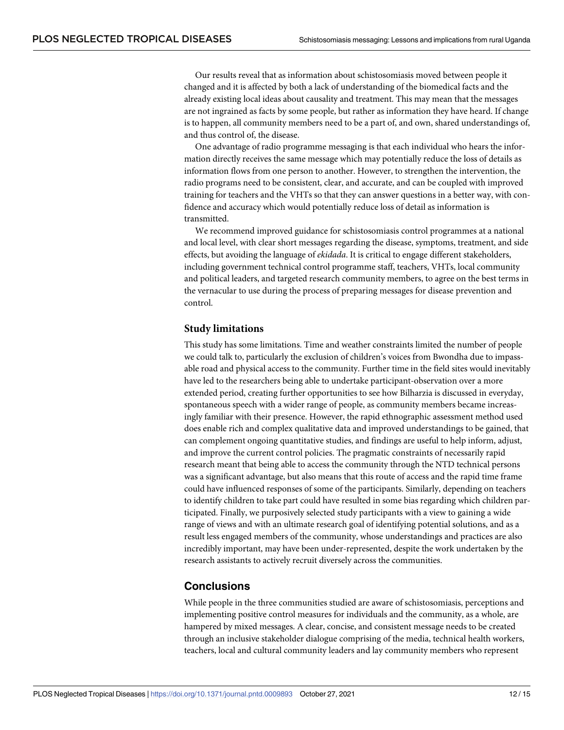Our results reveal that as information about schistosomiasis moved between people it changed and it is affected by both a lack of understanding of the biomedical facts and the already existing local ideas about causality and treatment. This may mean that the messages are not ingrained as facts by some people, but rather as information they have heard. If change is to happen, all community members need to be a part of, and own, shared understandings of, and thus control of, the disease.

One advantage of radio programme messaging is that each individual who hears the information directly receives the same message which may potentially reduce the loss of details as information flows from one person to another. However, to strengthen the intervention, the radio programs need to be consistent, clear, and accurate, and can be coupled with improved training for teachers and the VHTs so that they can answer questions in a better way, with confidence and accuracy which would potentially reduce loss of detail as information is transmitted.

We recommend improved guidance for schistosomiasis control programmes at a national and local level, with clear short messages regarding the disease, symptoms, treatment, and side effects, but avoiding the language of *ekidada*. It is critical to engage different stakeholders, including government technical control programme staff, teachers, VHTs, local community and political leaders, and targeted research community members, to agree on the best terms in the vernacular to use during the process of preparing messages for disease prevention and control.

### Study limitations

This study has some limitations. Time and weather constraints limited the number of people we could talk to, particularly the exclusion of children's voices from Bwondha due to impassable road and physical access to the community. Further time in the field sites would inevitably have led to the researchers being able to undertake participant-observation over a more extended period, creating further opportunities to see how Bilharzia is discussed in everyday, spontaneous speech with a wider range of people, as community members became increasingly familiar with their presence. However, the rapid ethnographic assessment method used does enable rich and complex qualitative data and improved understandings to be gained, that can complement ongoing quantitative studies, and findings are useful to help inform, adjust, and improve the current control policies. The pragmatic constraints of necessarily rapid research meant that being able to access the community through the NTD technical persons was a significant advantage, but also means that this route of access and the rapid time frame could have influenced responses of some of the participants. Similarly, depending on teachers to identify children to take part could have resulted in some bias regarding which children participated. Finally, we purposively selected study participants with a view to gaining a wide range of views and with an ultimate research goal of identifying potential solutions, and as a result less engaged members of the community, whose understandings and practices are also incredibly important, may have been under-represented, despite the work undertaken by the research assistants to actively recruit diversely across the communities.

## Conclusions

While people in the three communities studied are aware of schistosomiasis, perceptions and implementing positive control measures for individuals and the community, as a whole, are hampered by mixed messages. A clear, concise, and consistent message needs to be created through an inclusive stakeholder dialogue comprising of the media, technical health workers, teachers, local and cultural community leaders and lay community members who represent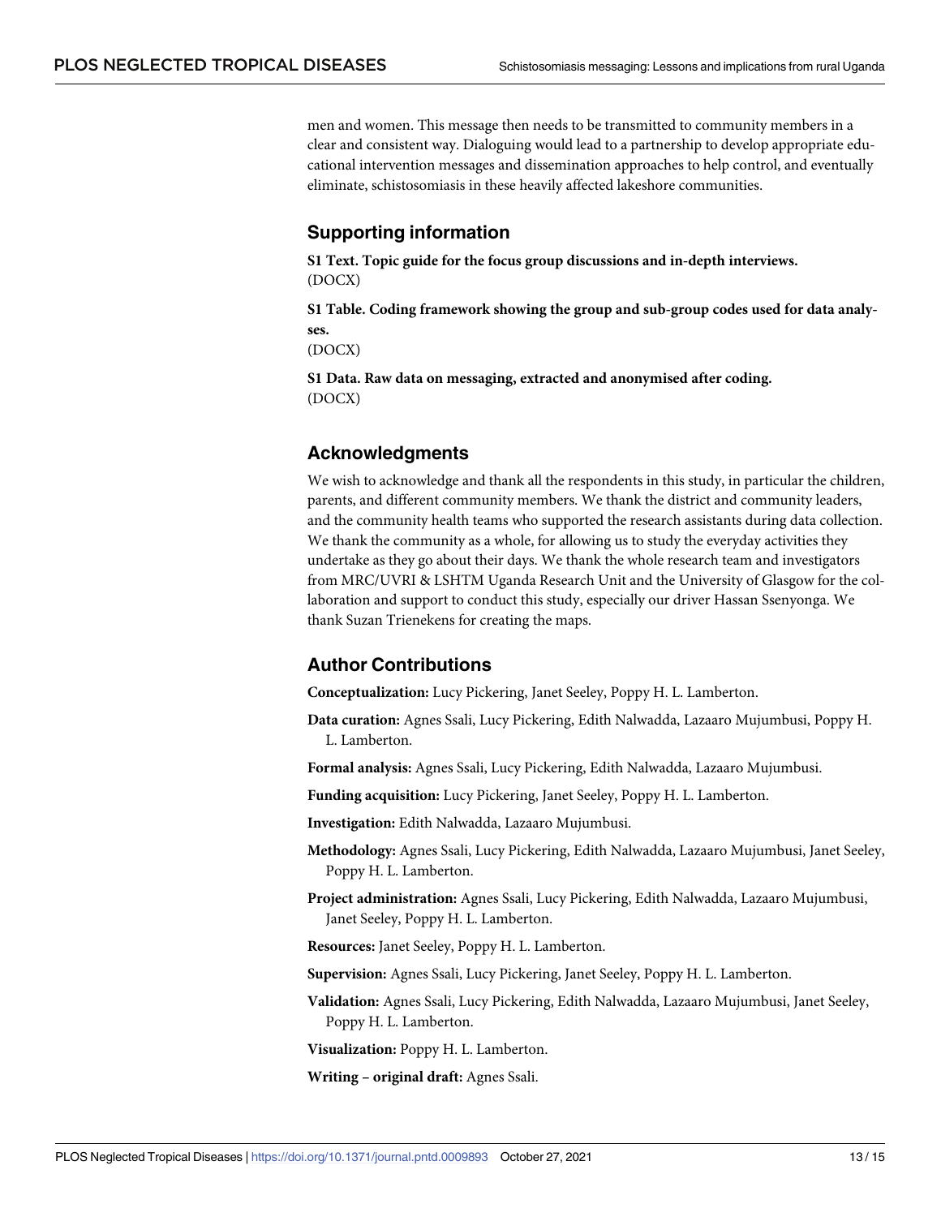men and women. This message then needs to be transmitted to community members in a clear and consistent way. Dialoguing would lead to a partnership to develop appropriate educational intervention messages and dissemination approaches to help control, and eventually eliminate, schistosomiasis in these heavily affected lakeshore communities.

## Supporting information

**S1 Text. Topic guide for the focus group discussions and in-depth interviews.**
(DOCX)

**S1 Table. Coding framework showing the group and sub-group codes used for data analyses.**
(DOCX)

**S1 Data. Raw data on messaging, extracted and anonymised after coding.**
(DOCX)

## Acknowledgments

We wish to acknowledge and thank all the respondents in this study, in particular the children, parents, and different community members. We thank the district and community leaders, and the community health teams who supported the research assistants during data collection. We thank the community as a whole, for allowing us to study the everyday activities they undertake as they go about their days. We thank the whole research team and investigators from MRC/UVRI & LSHTM Uganda Research Unit and the University of Glasgow for the collaboration and support to conduct this study, especially our driver Hassan Ssenyonga. We thank Suzan Trienekens for creating the maps.

## Author Contributions

**Conceptualization:** Lucy Pickering, Janet Seeley, Poppy H. L. Lamberton.

**Data curation:** Agnes Ssali, Lucy Pickering, Edith Nalwadda, Lazaaro Mujumbusi, Poppy H. L. Lamberton.

**Formal analysis:** Agnes Ssali, Lucy Pickering, Edith Nalwadda, Lazaaro Mujumbusi.

**Funding acquisition:** Lucy Pickering, Janet Seeley, Poppy H. L. Lamberton.

**Investigation:** Edith Nalwadda, Lazaaro Mujumbusi.

**Methodology:** Agnes Ssali, Lucy Pickering, Edith Nalwadda, Lazaaro Mujumbusi, Janet Seeley, Poppy H. L. Lamberton.

**Project administration:** Agnes Ssali, Lucy Pickering, Edith Nalwadda, Lazaaro Mujumbusi, Janet Seeley, Poppy H. L. Lamberton.

**Resources:** Janet Seeley, Poppy H. L. Lamberton.

**Supervision:** Agnes Ssali, Lucy Pickering, Janet Seeley, Poppy H. L. Lamberton.

**Validation:** Agnes Ssali, Lucy Pickering, Edith Nalwadda, Lazaaro Mujumbusi, Janet Seeley, Poppy H. L. Lamberton.

**Visualization:** Poppy H. L. Lamberton.

**Writing – original draft:** Agnes Ssali.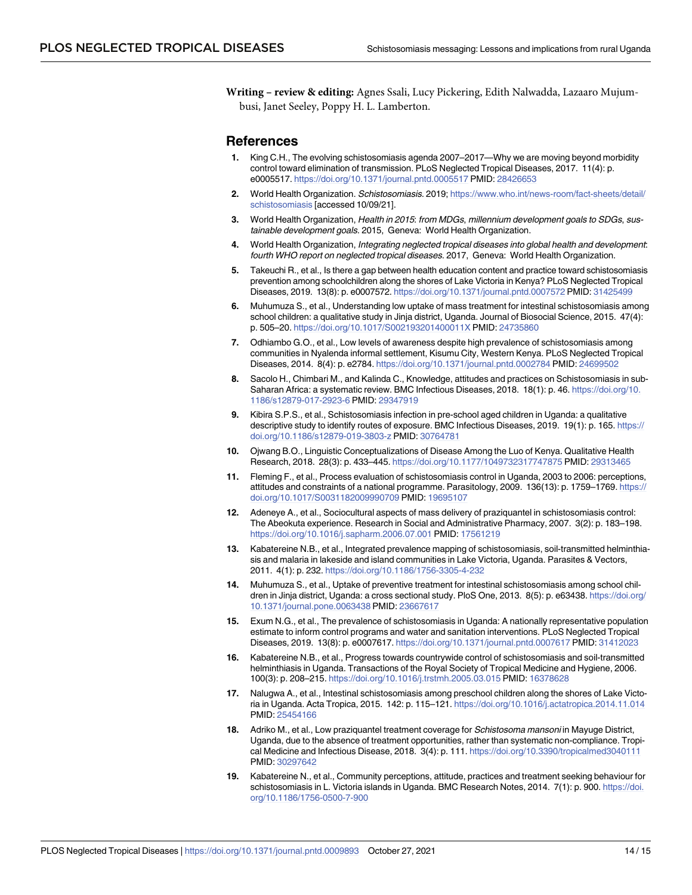**Writing – review & editing:** Agnes Ssali, Lucy Pickering, Edith Nalwadda, Lazaaro Mujumbusi, Janet Seeley, Poppy H. L. Lamberton.

## References

1. King C.H., The evolving schistosomiasis agenda 2007–2017—Why we are moving beyond morbidity control toward elimination of transmission. PLoS Neglected Tropical Diseases, 2017. 11(4): p. e0005517. https://doi.org/10.1371/journal.pntd.0005517 PMID: 28426653
2. World Health Organization. *Schistosomiasis.* 2019; https://www.who.int/news-room/fact-sheets/detail/schistosomiasis [accessed 10/09/21].
3. World Health Organization, *Health in 2015: from MDGs, millennium development goals to SDGs, sustainable development goals.* 2015, Geneva: World Health Organization.
4. World Health Organization, *Integrating neglected tropical diseases into global health and development: fourth WHO report on neglected tropical diseases.* 2017, Geneva: World Health Organization.
5. Takeuchi R., et al., Is there a gap between health education content and practice toward schistosomiasis prevention among schoolchildren along the shores of Lake Victoria in Kenya? PLoS Neglected Tropical Diseases, 2019. 13(8): p. e0007572. https://doi.org/10.1371/journal.pntd.0007572 PMID: 31425499
6. Muhumuza S., et al., Understanding low uptake of mass treatment for intestinal schistosomiasis among school children: a qualitative study in Jinja district, Uganda. Journal of Biosocial Science, 2015. 47(4): p. 505–20. https://doi.org/10.1017/S002193201400011X PMID: 24735860
7. Odhiambo G.O., et al., Low levels of awareness despite high prevalence of schistosomiasis among communities in Nyalenda informal settlement, Kisumu City, Western Kenya. PLoS Neglected Tropical Diseases, 2014. 8(4): p. e2784. https://doi.org/10.1371/journal.pntd.0002784 PMID: 24699502
8. Sacolo H., Chimbari M., and Kalinda C., Knowledge, attitudes and practices on Schistosomiasis in sub-Saharan Africa: a systematic review. BMC Infectious Diseases, 2018. 18(1): p. 46. https://doi.org/10.1186/s12879-017-2923-6 PMID: 29347919
9. Kibira S.P.S., et al., Schistosomiasis infection in pre-school aged children in Uganda: a qualitative descriptive study to identify routes of exposure. BMC Infectious Diseases, 2019. 19(1): p. 165. https://doi.org/10.1186/s12879-019-3803-z PMID: 30764781
10. Ojwang B.O., Linguistic Conceptualizations of Disease Among the Luo of Kenya. Qualitative Health Research, 2018. 28(3): p. 433–445. https://doi.org/10.1177/1049732317747875 PMID: 29313465
11. Fleming F., et al., Process evaluation of schistosomiasis control in Uganda, 2003 to 2006: perceptions, attitudes and constraints of a national programme. Parasitology, 2009. 136(13): p. 1759–1769. https://doi.org/10.1017/S0031182009990709 PMID: 19695107
12. Adeneye A., et al., Sociocultural aspects of mass delivery of praziquantel in schistosomiasis control: The Abeokuta experience. Research in Social and Administrative Pharmacy, 2007. 3(2): p. 183–198. https://doi.org/10.1016/j.sapharm.2006.07.001 PMID: 17561219
13. Kabatereine N.B., et al., Integrated prevalence mapping of schistosomiasis, soil-transmitted helminthiasis and malaria in lakeside and island communities in Lake Victoria, Uganda. Parasites & Vectors, 2011. 4(1): p. 232. https://doi.org/10.1186/1756-3305-4-232
14. Muhumuza S., et al., Uptake of preventive treatment for intestinal schistosomiasis among school children in Jinja district, Uganda: a cross sectional study. PloS One, 2013. 8(5): p. e63438. https://doi.org/10.1371/journal.pone.0063438 PMID: 23667617
15. Exum N.G., et al., The prevalence of schistosomiasis in Uganda: A nationally representative population estimate to inform control programs and water and sanitation interventions. PLoS Neglected Tropical Diseases, 2019. 13(8): p. e0007617. https://doi.org/10.1371/journal.pntd.0007617 PMID: 31412023
16. Kabatereine N.B., et al., Progress towards countrywide control of schistosomiasis and soil-transmitted helminthiasis in Uganda. Transactions of the Royal Society of Tropical Medicine and Hygiene, 2006. 100(3): p. 208–215. https://doi.org/10.1016/j.trstmh.2005.03.015 PMID: 16378628
17. Nalugwa A., et al., Intestinal schistosomiasis among preschool children along the shores of Lake Victoria in Uganda. Acta Tropica, 2015. 142: p. 115–121. https://doi.org/10.1016/j.actatropica.2014.11.014 PMID: 25454166
18. Adriko M., et al., Low praziquantel treatment coverage for *Schistosoma mansoni* in Mayuge District, Uganda, due to the absence of treatment opportunities, rather than systematic non-compliance. Tropical Medicine and Infectious Disease, 2018. 3(4): p. 111. https://doi.org/10.3390/tropicalmed3040111 PMID: 30297642
19. Kabatereine N., et al., Community perceptions, attitude, practices and treatment seeking behaviour for schistosomiasis in L. Victoria islands in Uganda. BMC Research Notes, 2014. 7(1): p. 900. https://doi.org/10.1186/1756-0500-7-900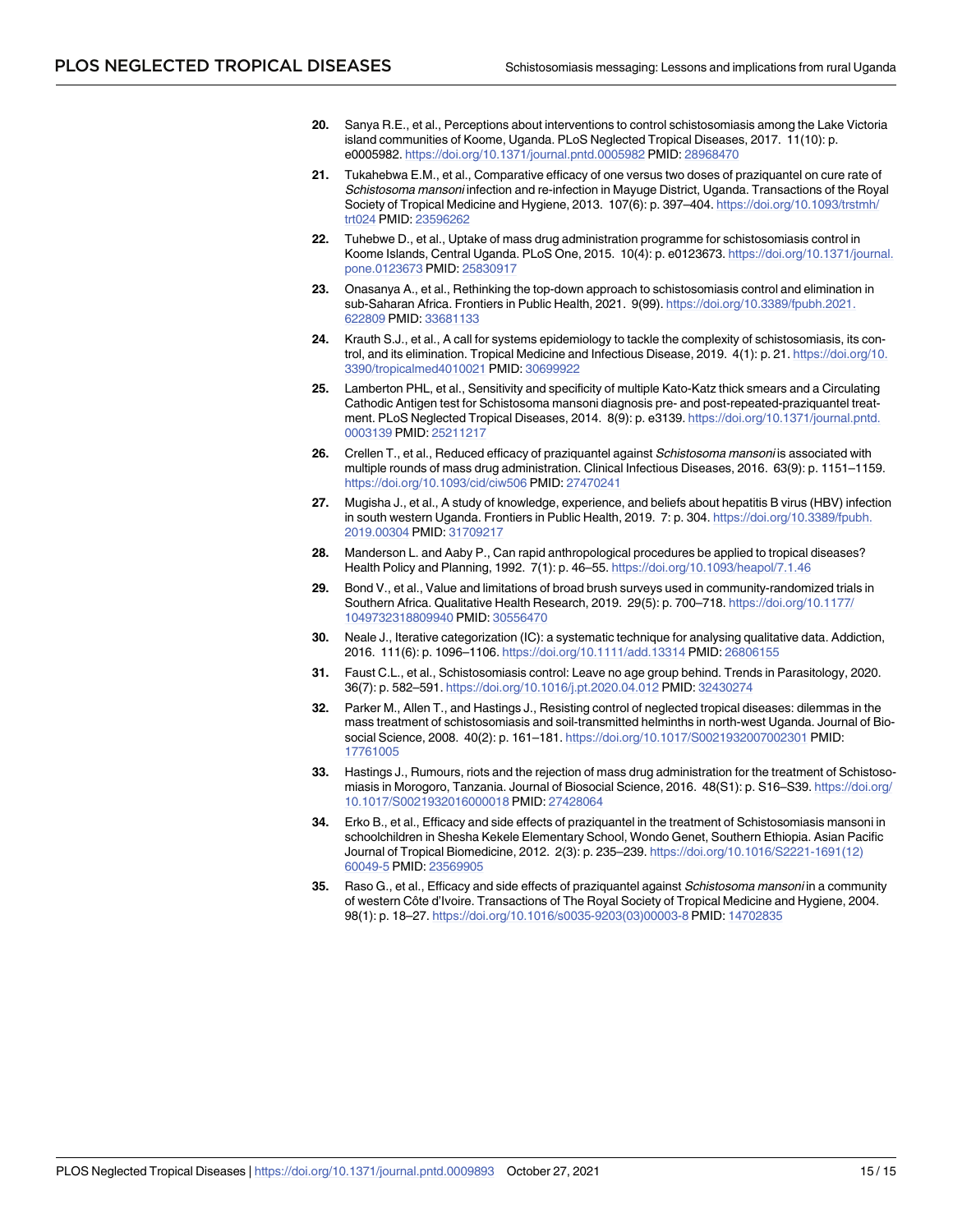20. Sanya R.E., et al., Perceptions about interventions to control schistosomiasis among the Lake Victoria island communities of Koome, Uganda. PLoS Neglected Tropical Diseases, 2017. 11(10): p. e0005982. https://doi.org/10.1371/journal.pntd.0005982 PMID: 28968470

21. Tukahebwa E.M., et al., Comparative efficacy of one versus two doses of praziquantel on cure rate of *Schistosoma mansoni* infection and re-infection in Mayuge District, Uganda. Transactions of the Royal Society of Tropical Medicine and Hygiene, 2013. 107(6): p. 397–404. https://doi.org/10.1093/trstmh/trt024 PMID: 23596262

22. Tuhebwe D., et al., Uptake of mass drug administration programme for schistosomiasis control in Koome Islands, Central Uganda. PLoS One, 2015. 10(4): p. e0123673. https://doi.org/10.1371/journal.pone.0123673 PMID: 25830917

23. Onasanya A., et al., Rethinking the top-down approach to schistosomiasis control and elimination in sub-Saharan Africa. Frontiers in Public Health, 2021. 9(99). https://doi.org/10.3389/fpubh.2021.622809 PMID: 33681133

24. Krauth S.J., et al., A call for systems epidemiology to tackle the complexity of schistosomiasis, its control, and its elimination. Tropical Medicine and Infectious Disease, 2019. 4(1): p. 21. https://doi.org/10.3390/tropicalmed4010021 PMID: 30699922

25. Lamberton PHL, et al., Sensitivity and specificity of multiple Kato-Katz thick smears and a Circulating Cathodic Antigen test for Schistosoma mansoni diagnosis pre- and post-repeated-praziquantel treatment. PLoS Neglected Tropical Diseases, 2014. 8(9): p. e3139. https://doi.org/10.1371/journal.pntd.0003139 PMID: 25211217

26. Crellen T., et al., Reduced efficacy of praziquantel against *Schistosoma mansoni* is associated with multiple rounds of mass drug administration. Clinical Infectious Diseases, 2016. 63(9): p. 1151–1159. https://doi.org/10.1093/cid/ciw506 PMID: 27470241

27. Mugisha J., et al., A study of knowledge, experience, and beliefs about hepatitis B virus (HBV) infection in south western Uganda. Frontiers in Public Health, 2019. 7: p. 304. https://doi.org/10.3389/fpubh.2019.00304 PMID: 31709217

28. Manderson L. and Aaby P., Can rapid anthropological procedures be applied to tropical diseases? Health Policy and Planning, 1992. 7(1): p. 46–55. https://doi.org/10.1093/heapol/7.1.46

29. Bond V., et al., Value and limitations of broad brush surveys used in community-randomized trials in Southern Africa. Qualitative Health Research, 2019. 29(5): p. 700–718. https://doi.org/10.1177/1049732318809940 PMID: 30556470

30. Neale J., Iterative categorization (IC): a systematic technique for analysing qualitative data. Addiction, 2016. 111(6): p. 1096–1106. https://doi.org/10.1111/add.13314 PMID: 26806155

31. Faust C.L., et al., Schistosomiasis control: Leave no age group behind. Trends in Parasitology, 2020. 36(7): p. 582–591. https://doi.org/10.1016/j.pt.2020.04.012 PMID: 32430274

32. Parker M., Allen T., and Hastings J., Resisting control of neglected tropical diseases: dilemmas in the mass treatment of schistosomiasis and soil-transmitted helminths in north-west Uganda. Journal of Biosocial Science, 2008. 40(2): p. 161–181. https://doi.org/10.1017/S0021932007002301 PMID: 17761005

33. Hastings J., Rumours, riots and the rejection of mass drug administration for the treatment of Schistosomiasis in Morogoro, Tanzania. Journal of Biosocial Science, 2016. 48(S1): p. S16–S39. https://doi.org/10.1017/S0021932016000018 PMID: 27428064

34. Erko B., et al., Efficacy and side effects of praziquantel in the treatment of Schistosomiasis mansoni in schoolchildren in Shesha Kekele Elementary School, Wondo Genet, Southern Ethiopia. Asian Pacific Journal of Tropical Biomedicine, 2012. 2(3): p. 235–239. https://doi.org/10.1016/S2221-1691(12)60049-5 PMID: 23569905

35. Raso G., et al., Efficacy and side effects of praziquantel against *Schistosoma mansoni* in a community of western Côte d'Ivoire. Transactions of The Royal Society of Tropical Medicine and Hygiene, 2004. 98(1): p. 18–27. https://doi.org/10.1016/s0035-9203(03)00003-8 PMID: 14702835